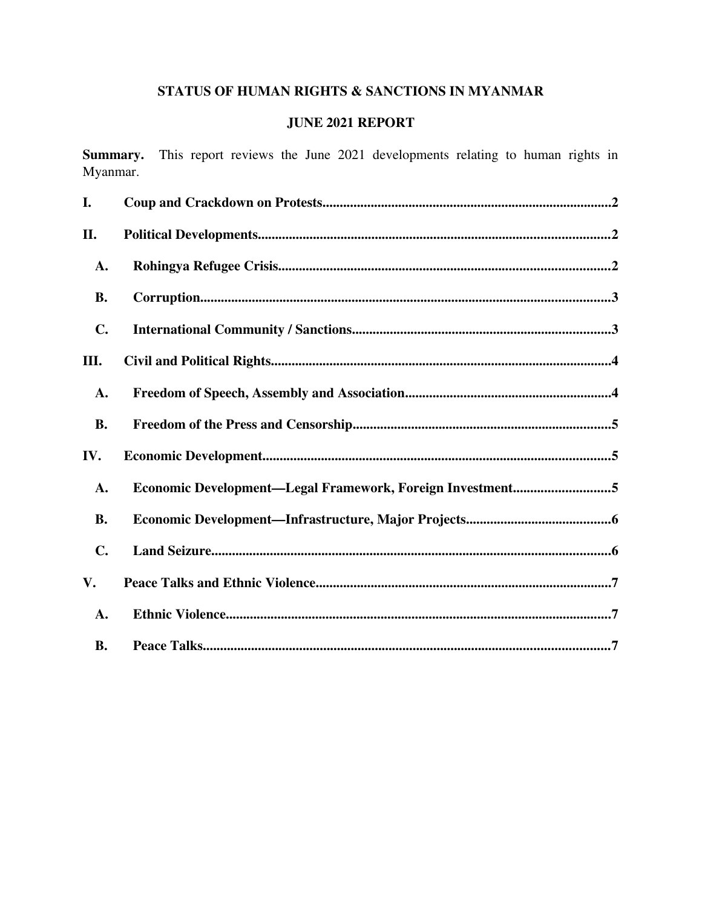# STATUS OF HUMAN RIGHTS & SANCTIONS IN MYANMAR

## JUNE 2021 REPORT

**Summary.** This report reviews the June 2021 developments relating to human rights in Myanmar.

**I. Coup and Crackdown on Protests** .......... 2

**II. Political Developments** .......... 2

- **A. Rohingya Refugee Crisis** .......... 2
- **B. Corruption** .......... 3
- **C. International Community / Sanctions** .......... 3

**III. Civil and Political Rights** .......... 4

- **A. Freedom of Speech, Assembly and Association** .......... 4
- **B. Freedom of the Press and Censorship** .......... 5

**IV. Economic Development** .......... 5

- **A. Economic Development—Legal Framework, Foreign Investment** .......... 5
- **B. Economic Development—Infrastructure, Major Projects** .......... 6
- **C. Land Seizure** .......... 6

**V. Peace Talks and Ethnic Violence** .......... 7

- **A. Ethnic Violence** .......... 7
- **B. Peace Talks** .......... 7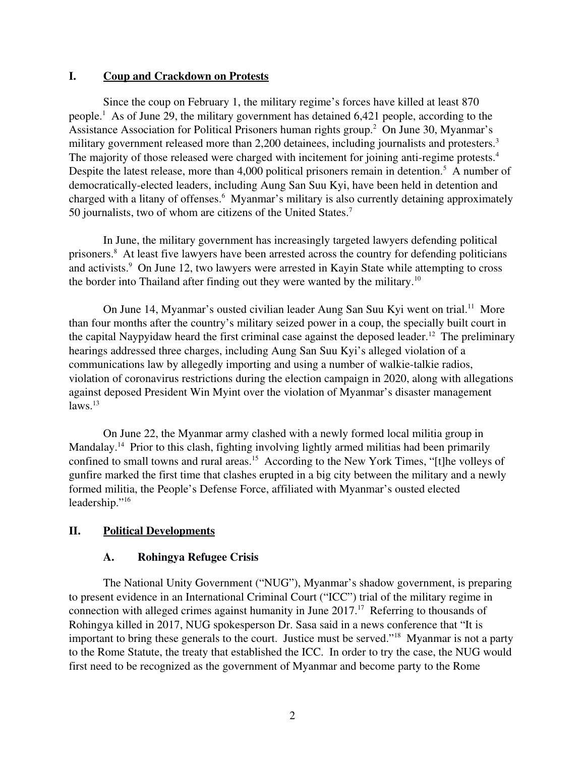## I. Coup and Crackdown on Protests

Since the coup on February 1, the military regime's forces have killed at least 870 people.[1] As of June 29, the military government has detained 6,421 people, according to the Assistance Association for Political Prisoners human rights group.[2] On June 30, Myanmar's military government released more than 2,200 detainees, including journalists and protesters.[3] The majority of those released were charged with incitement for joining anti-regime protests.[4] Despite the latest release, more than 4,000 political prisoners remain in detention.[5] A number of democratically-elected leaders, including Aung San Suu Kyi, have been held in detention and charged with a litany of offenses.[6] Myanmar's military is also currently detaining approximately 50 journalists, two of whom are citizens of the United States.[7]

In June, the military government has increasingly targeted lawyers defending political prisoners.[8] At least five lawyers have been arrested across the country for defending politicians and activists.[9] On June 12, two lawyers were arrested in Kayin State while attempting to cross the border into Thailand after finding out they were wanted by the military.[10]

On June 14, Myanmar's ousted civilian leader Aung San Suu Kyi went on trial.[11] More than four months after the country's military seized power in a coup, the specially built court in the capital Naypyidaw heard the first criminal case against the deposed leader.[12] The preliminary hearings addressed three charges, including Aung San Suu Kyi's alleged violation of a communications law by allegedly importing and using a number of walkie-talkie radios, violation of coronavirus restrictions during the election campaign in 2020, along with allegations against deposed President Win Myint over the violation of Myanmar's disaster management laws.[13]

On June 22, the Myanmar army clashed with a newly formed local militia group in Mandalay.[14] Prior to this clash, fighting involving lightly armed militias had been primarily confined to small towns and rural areas.[15] According to the New York Times, "[t]he volleys of gunfire marked the first time that clashes erupted in a big city between the military and a newly formed militia, the People's Defense Force, affiliated with Myanmar's ousted elected leadership."[16]

## II. Political Developments

### A. Rohingya Refugee Crisis

The National Unity Government ("NUG"), Myanmar's shadow government, is preparing to present evidence in an International Criminal Court ("ICC") trial of the military regime in connection with alleged crimes against humanity in June 2017.[17] Referring to thousands of Rohingya killed in 2017, NUG spokesperson Dr. Sasa said in a news conference that "It is important to bring these generals to the court. Justice must be served."[18] Myanmar is not a party to the Rome Statute, the treaty that established the ICC. In order to try the case, the NUG would first need to be recognized as the government of Myanmar and become party to the Rome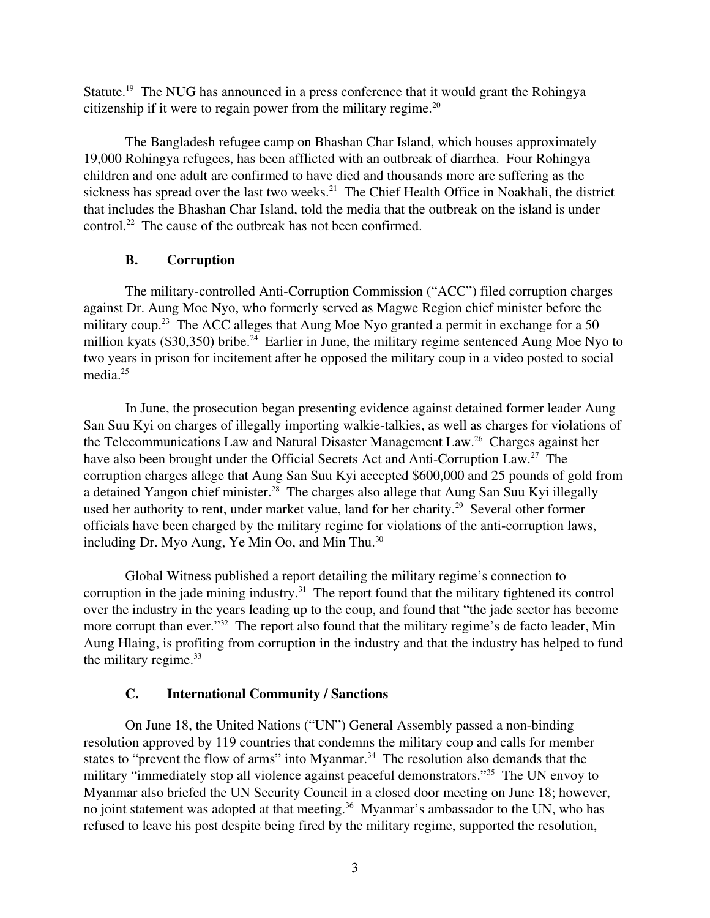Statute.[19] The NUG has announced in a press conference that it would grant the Rohingya citizenship if it were to regain power from the military regime.[20]

The Bangladesh refugee camp on Bhashan Char Island, which houses approximately 19,000 Rohingya refugees, has been afflicted with an outbreak of diarrhea. Four Rohingya children and one adult are confirmed to have died and thousands more are suffering as the sickness has spread over the last two weeks.[21] The Chief Health Office in Noakhali, the district that includes the Bhashan Char Island, told the media that the outbreak on the island is under control.[22] The cause of the outbreak has not been confirmed.

### B. Corruption

The military-controlled Anti-Corruption Commission ("ACC") filed corruption charges against Dr. Aung Moe Nyo, who formerly served as Magwe Region chief minister before the military coup.[23] The ACC alleges that Aung Moe Nyo granted a permit in exchange for a 50 million kyats ($30,350) bribe.[24] Earlier in June, the military regime sentenced Aung Moe Nyo to two years in prison for incitement after he opposed the military coup in a video posted to social media.[25]

In June, the prosecution began presenting evidence against detained former leader Aung San Suu Kyi on charges of illegally importing walkie-talkies, as well as charges for violations of the Telecommunications Law and Natural Disaster Management Law.[26] Charges against her have also been brought under the Official Secrets Act and Anti-Corruption Law.[27] The corruption charges allege that Aung San Suu Kyi accepted $600,000 and 25 pounds of gold from a detained Yangon chief minister.[28] The charges also allege that Aung San Suu Kyi illegally used her authority to rent, under market value, land for her charity.[29] Several other former officials have been charged by the military regime for violations of the anti-corruption laws, including Dr. Myo Aung, Ye Min Oo, and Min Thu.[30]

Global Witness published a report detailing the military regime's connection to corruption in the jade mining industry.[31] The report found that the military tightened its control over the industry in the years leading up to the coup, and found that "the jade sector has become more corrupt than ever."[32] The report also found that the military regime's de facto leader, Min Aung Hlaing, is profiting from corruption in the industry and that the industry has helped to fund the military regime.[33]

### C. International Community / Sanctions

On June 18, the United Nations ("UN") General Assembly passed a non-binding resolution approved by 119 countries that condemns the military coup and calls for member states to "prevent the flow of arms" into Myanmar.[34] The resolution also demands that the military "immediately stop all violence against peaceful demonstrators."[35] The UN envoy to Myanmar also briefed the UN Security Council in a closed door meeting on June 18; however, no joint statement was adopted at that meeting.[36] Myanmar's ambassador to the UN, who has refused to leave his post despite being fired by the military regime, supported the resolution,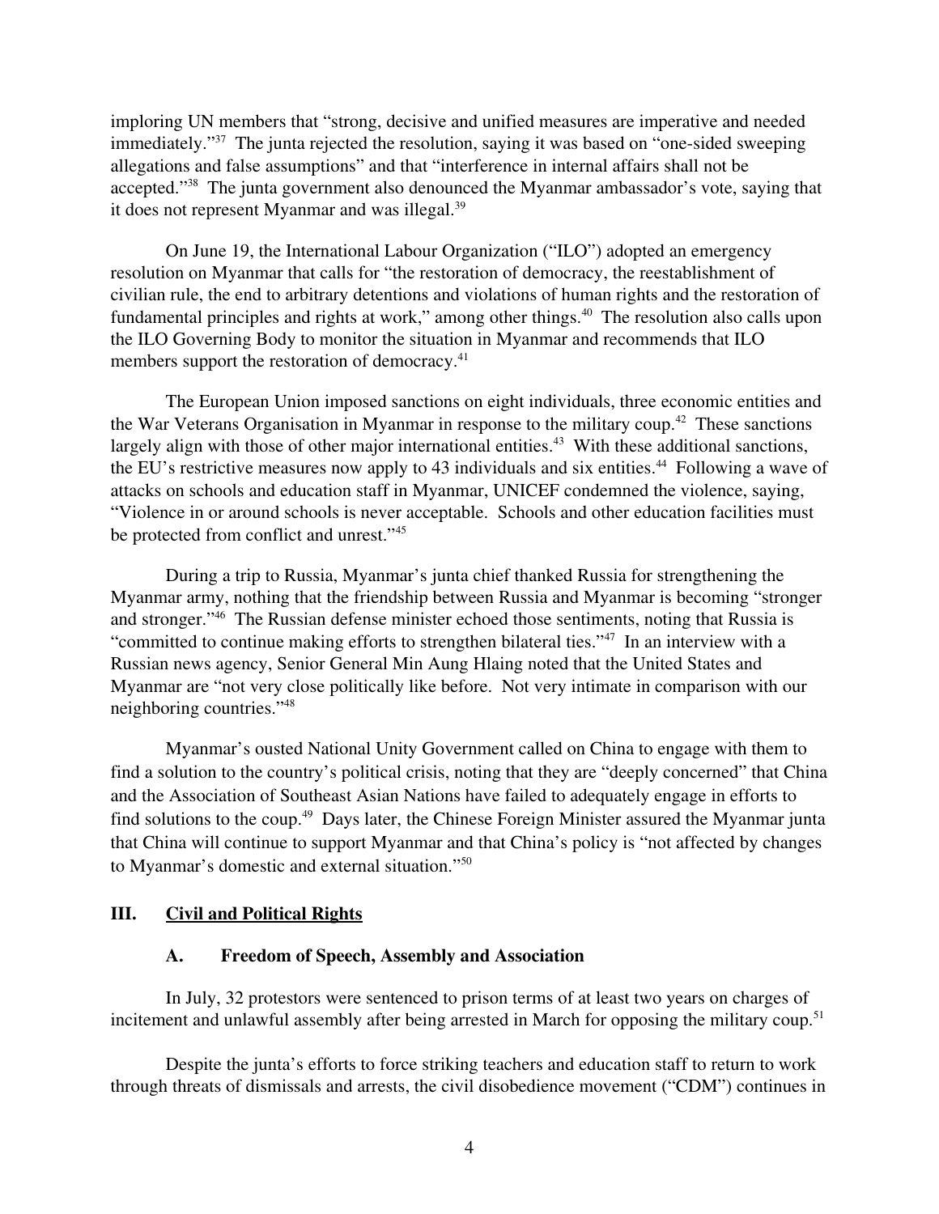imploring UN members that "strong, decisive and unified measures are imperative and needed immediately."[37] The junta rejected the resolution, saying it was based on "one-sided sweeping allegations and false assumptions" and that "interference in internal affairs shall not be accepted."[38] The junta government also denounced the Myanmar ambassador's vote, saying that it does not represent Myanmar and was illegal.[39]

On June 19, the International Labour Organization ("ILO") adopted an emergency resolution on Myanmar that calls for "the restoration of democracy, the reestablishment of civilian rule, the end to arbitrary detentions and violations of human rights and the restoration of fundamental principles and rights at work," among other things.[40] The resolution also calls upon the ILO Governing Body to monitor the situation in Myanmar and recommends that ILO members support the restoration of democracy.[41]

The European Union imposed sanctions on eight individuals, three economic entities and the War Veterans Organisation in Myanmar in response to the military coup.[42] These sanctions largely align with those of other major international entities.[43] With these additional sanctions, the EU's restrictive measures now apply to 43 individuals and six entities.[44] Following a wave of attacks on schools and education staff in Myanmar, UNICEF condemned the violence, saying, "Violence in or around schools is never acceptable. Schools and other education facilities must be protected from conflict and unrest."[45]

During a trip to Russia, Myanmar's junta chief thanked Russia for strengthening the Myanmar army, nothing that the friendship between Russia and Myanmar is becoming "stronger and stronger."[46] The Russian defense minister echoed those sentiments, noting that Russia is "committed to continue making efforts to strengthen bilateral ties."[47] In an interview with a Russian news agency, Senior General Min Aung Hlaing noted that the United States and Myanmar are "not very close politically like before. Not very intimate in comparison with our neighboring countries."[48]

Myanmar's ousted National Unity Government called on China to engage with them to find a solution to the country's political crisis, noting that they are "deeply concerned" that China and the Association of Southeast Asian Nations have failed to adequately engage in efforts to find solutions to the coup.[49] Days later, the Chinese Foreign Minister assured the Myanmar junta that China will continue to support Myanmar and that China's policy is "not affected by changes to Myanmar's domestic and external situation."[50]

## III. Civil and Political Rights

### A. Freedom of Speech, Assembly and Association

In July, 32 protestors were sentenced to prison terms of at least two years on charges of incitement and unlawful assembly after being arrested in March for opposing the military coup.[51]

Despite the junta's efforts to force striking teachers and education staff to return to work through threats of dismissals and arrests, the civil disobedience movement ("CDM") continues in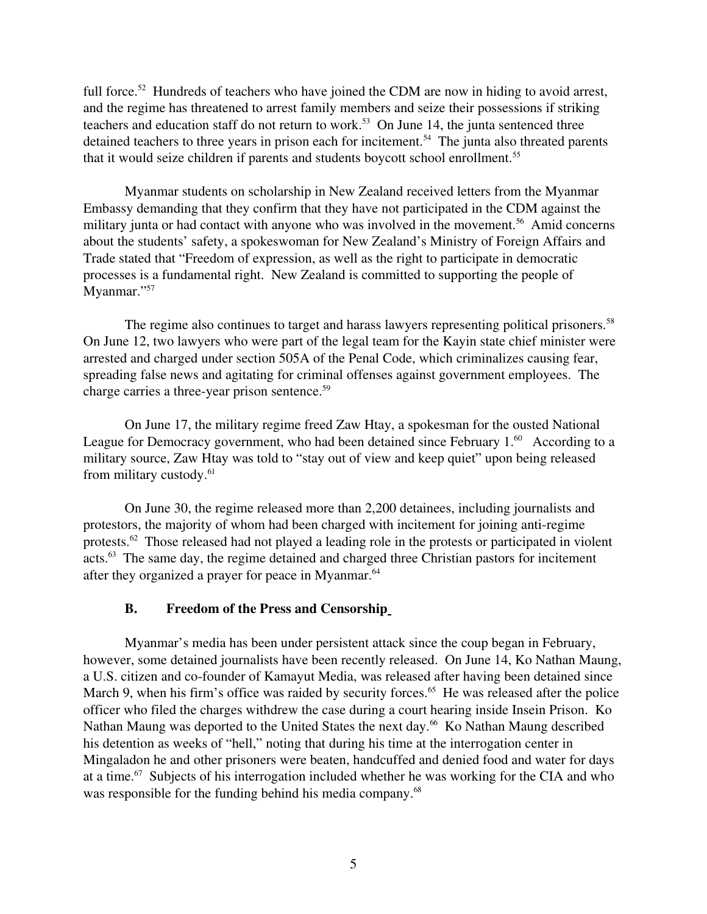full force.[52] Hundreds of teachers who have joined the CDM are now in hiding to avoid arrest, and the regime has threatened to arrest family members and seize their possessions if striking teachers and education staff do not return to work.[53] On June 14, the junta sentenced three detained teachers to three years in prison each for incitement.[54] The junta also threated parents that it would seize children if parents and students boycott school enrollment.[55]

Myanmar students on scholarship in New Zealand received letters from the Myanmar Embassy demanding that they confirm that they have not participated in the CDM against the military junta or had contact with anyone who was involved in the movement.[56] Amid concerns about the students' safety, a spokeswoman for New Zealand's Ministry of Foreign Affairs and Trade stated that "Freedom of expression, as well as the right to participate in democratic processes is a fundamental right. New Zealand is committed to supporting the people of Myanmar."[57]

The regime also continues to target and harass lawyers representing political prisoners.[58] On June 12, two lawyers who were part of the legal team for the Kayin state chief minister were arrested and charged under section 505A of the Penal Code, which criminalizes causing fear, spreading false news and agitating for criminal offenses against government employees. The charge carries a three-year prison sentence.[59]

On June 17, the military regime freed Zaw Htay, a spokesman for the ousted National League for Democracy government, who had been detained since February 1.[60] According to a military source, Zaw Htay was told to "stay out of view and keep quiet" upon being released from military custody.[61]

On June 30, the regime released more than 2,200 detainees, including journalists and protestors, the majority of whom had been charged with incitement for joining anti-regime protests.[62] Those released had not played a leading role in the protests or participated in violent acts.[63] The same day, the regime detained and charged three Christian pastors for incitement after they organized a prayer for peace in Myanmar.[64]

### B. Freedom of the Press and Censorship

Myanmar's media has been under persistent attack since the coup began in February, however, some detained journalists have been recently released. On June 14, Ko Nathan Maung, a U.S. citizen and co-founder of Kamayut Media, was released after having been detained since March 9, when his firm's office was raided by security forces.[65] He was released after the police officer who filed the charges withdrew the case during a court hearing inside Insein Prison. Ko Nathan Maung was deported to the United States the next day.[66] Ko Nathan Maung described his detention as weeks of "hell," noting that during his time at the interrogation center in Mingaladon he and other prisoners were beaten, handcuffed and denied food and water for days at a time.[67] Subjects of his interrogation included whether he was working for the CIA and who was responsible for the funding behind his media company.[68]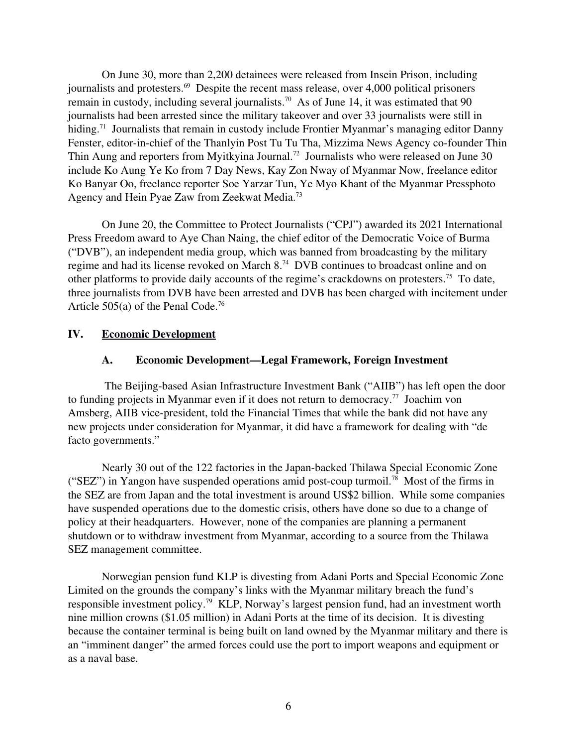On June 30, more than 2,200 detainees were released from Insein Prison, including journalists and protesters.[69] Despite the recent mass release, over 4,000 political prisoners remain in custody, including several journalists.[70] As of June 14, it was estimated that 90 journalists had been arrested since the military takeover and over 33 journalists were still in hiding.[71] Journalists that remain in custody include Frontier Myanmar's managing editor Danny Fenster, editor-in-chief of the Thanlyin Post Tu Tu Tha, Mizzima News Agency co-founder Thin Thin Aung and reporters from Myitkyina Journal.[72] Journalists who were released on June 30 include Ko Aung Ye Ko from 7 Day News, Kay Zon Nway of Myanmar Now, freelance editor Ko Banyar Oo, freelance reporter Soe Yarzar Tun, Ye Myo Khant of the Myanmar Pressphoto Agency and Hein Pyae Zaw from Zeekwat Media.[73]

On June 20, the Committee to Protect Journalists ("CPJ") awarded its 2021 International Press Freedom award to Aye Chan Naing, the chief editor of the Democratic Voice of Burma ("DVB"), an independent media group, which was banned from broadcasting by the military regime and had its license revoked on March 8.[74] DVB continues to broadcast online and on other platforms to provide daily accounts of the regime's crackdowns on protesters.[75] To date, three journalists from DVB have been arrested and DVB has been charged with incitement under Article 505(a) of the Penal Code.[76]

## IV. Economic Development

### A. Economic Development—Legal Framework, Foreign Investment

The Beijing-based Asian Infrastructure Investment Bank ("AIIB") has left open the door to funding projects in Myanmar even if it does not return to democracy.[77] Joachim von Amsberg, AIIB vice-president, told the Financial Times that while the bank did not have any new projects under consideration for Myanmar, it did have a framework for dealing with "de facto governments."

Nearly 30 out of the 122 factories in the Japan-backed Thilawa Special Economic Zone ("SEZ") in Yangon have suspended operations amid post-coup turmoil.[78] Most of the firms in the SEZ are from Japan and the total investment is around US$2 billion. While some companies have suspended operations due to the domestic crisis, others have done so due to a change of policy at their headquarters. However, none of the companies are planning a permanent shutdown or to withdraw investment from Myanmar, according to a source from the Thilawa SEZ management committee.

Norwegian pension fund KLP is divesting from Adani Ports and Special Economic Zone Limited on the grounds the company's links with the Myanmar military breach the fund's responsible investment policy.[79] KLP, Norway's largest pension fund, had an investment worth nine million crowns ($1.05 million) in Adani Ports at the time of its decision. It is divesting because the container terminal is being built on land owned by the Myanmar military and there is an "imminent danger" the armed forces could use the port to import weapons and equipment or as a naval base.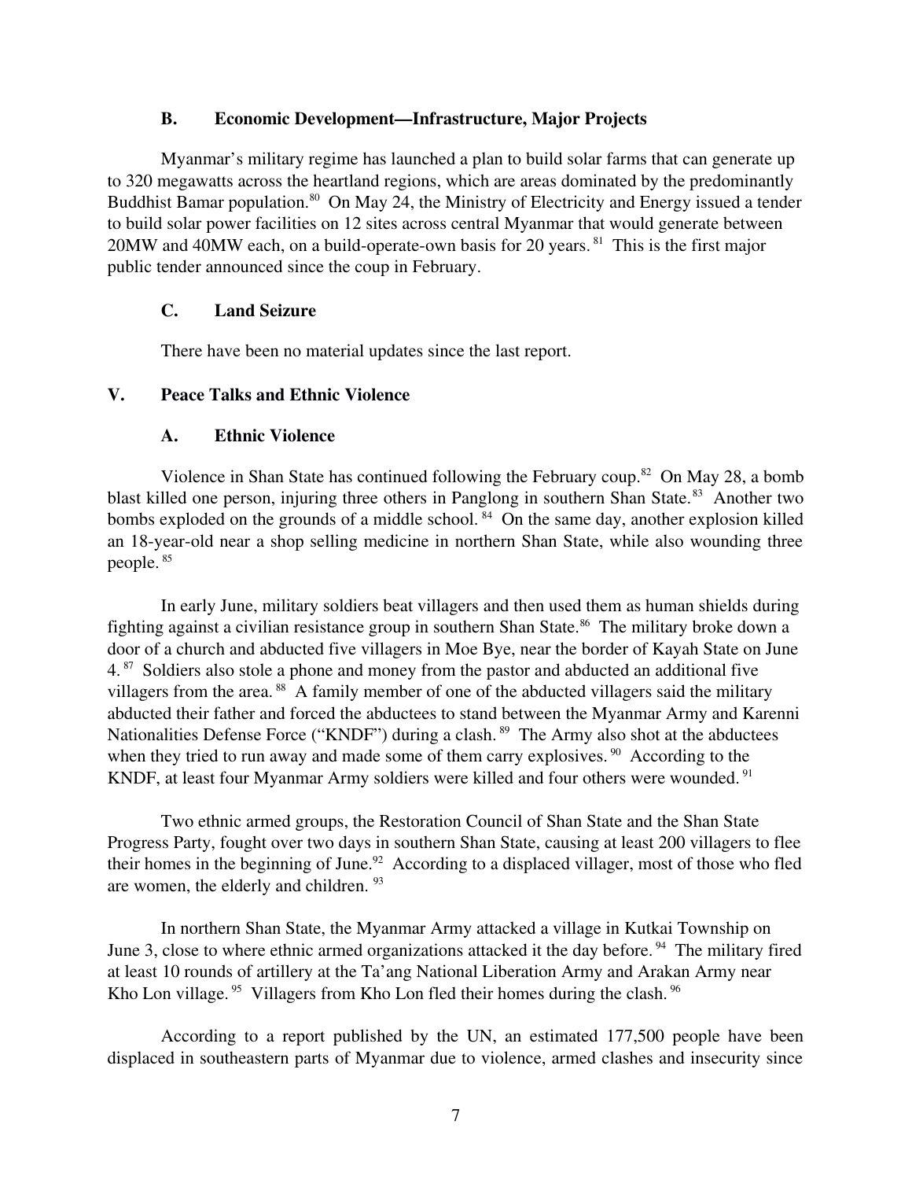### B. Economic Development—Infrastructure, Major Projects

Myanmar's military regime has launched a plan to build solar farms that can generate up to 320 megawatts across the heartland regions, which are areas dominated by the predominantly Buddhist Bamar population.[80] On May 24, the Ministry of Electricity and Energy issued a tender to build solar power facilities on 12 sites across central Myanmar that would generate between 20MW and 40MW each, on a build-operate-own basis for 20 years.[81] This is the first major public tender announced since the coup in February.

### C. Land Seizure

There have been no material updates since the last report.

## V. Peace Talks and Ethnic Violence

### A. Ethnic Violence

Violence in Shan State has continued following the February coup.[82] On May 28, a bomb blast killed one person, injuring three others in Panglong in southern Shan State.[83] Another two bombs exploded on the grounds of a middle school.[84] On the same day, another explosion killed an 18-year-old near a shop selling medicine in northern Shan State, while also wounding three people.[85]

In early June, military soldiers beat villagers and then used them as human shields during fighting against a civilian resistance group in southern Shan State.[86] The military broke down a door of a church and abducted five villagers in Moe Bye, near the border of Kayah State on June 4.[87] Soldiers also stole a phone and money from the pastor and abducted an additional five villagers from the area.[88] A family member of one of the abducted villagers said the military abducted their father and forced the abductees to stand between the Myanmar Army and Karenni Nationalities Defense Force ("KNDF") during a clash.[89] The Army also shot at the abductees when they tried to run away and made some of them carry explosives.[90] According to the KNDF, at least four Myanmar Army soldiers were killed and four others were wounded.[91]

Two ethnic armed groups, the Restoration Council of Shan State and the Shan State Progress Party, fought over two days in southern Shan State, causing at least 200 villagers to flee their homes in the beginning of June.[92] According to a displaced villager, most of those who fled are women, the elderly and children.[93]

In northern Shan State, the Myanmar Army attacked a village in Kutkai Township on June 3, close to where ethnic armed organizations attacked it the day before.[94] The military fired at least 10 rounds of artillery at the Ta'ang National Liberation Army and Arakan Army near Kho Lon village.[95] Villagers from Kho Lon fled their homes during the clash.[96]

According to a report published by the UN, an estimated 177,500 people have been displaced in southeastern parts of Myanmar due to violence, armed clashes and insecurity since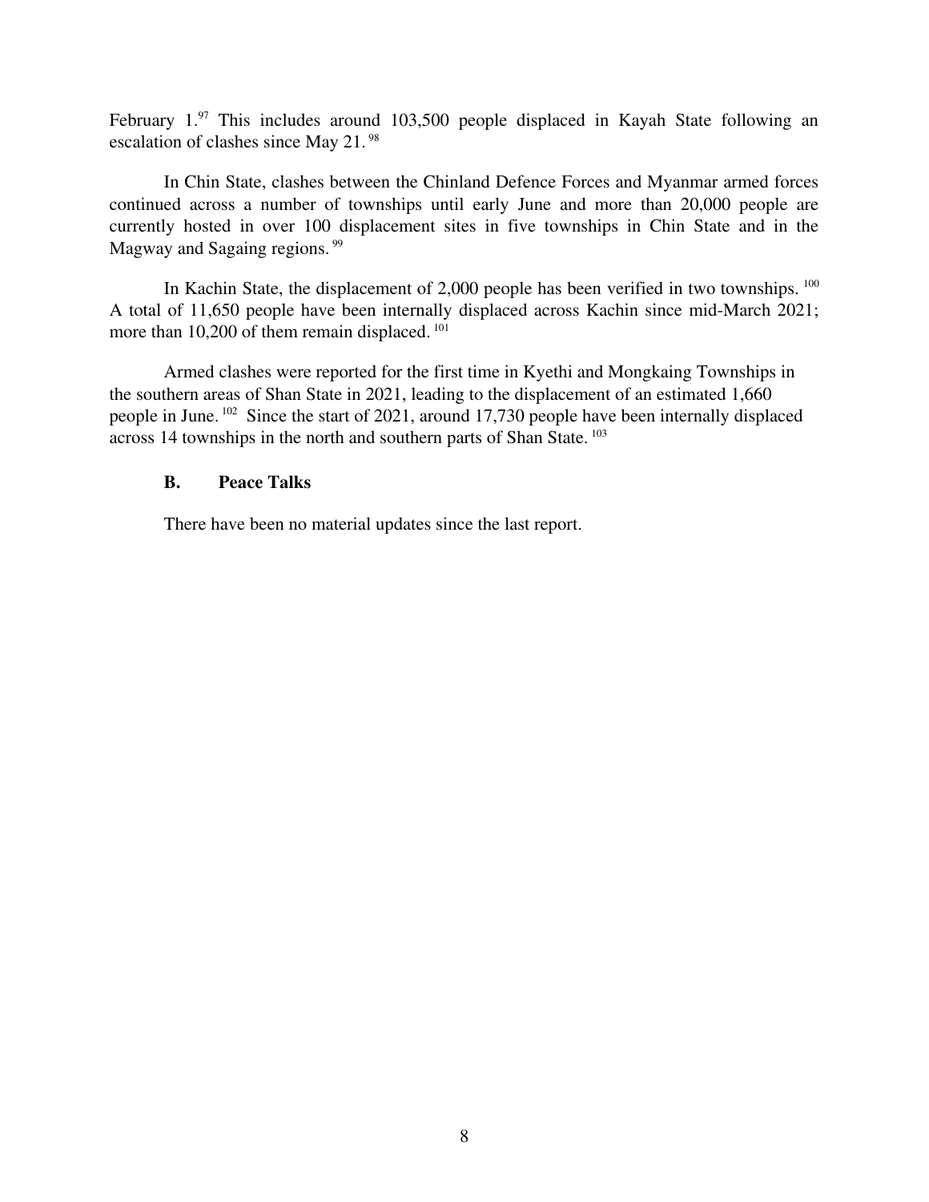February 1.[97] This includes around 103,500 people displaced in Kayah State following an escalation of clashes since May 21.[98]

In Chin State, clashes between the Chinland Defence Forces and Myanmar armed forces continued across a number of townships until early June and more than 20,000 people are currently hosted in over 100 displacement sites in five townships in Chin State and in the Magway and Sagaing regions.[99]

In Kachin State, the displacement of 2,000 people has been verified in two townships.[100] A total of 11,650 people have been internally displaced across Kachin since mid-March 2021; more than 10,200 of them remain displaced.[101]

Armed clashes were reported for the first time in Kyethi and Mongkaing Townships in the southern areas of Shan State in 2021, leading to the displacement of an estimated 1,660 people in June.[102] Since the start of 2021, around 17,730 people have been internally displaced across 14 townships in the north and southern parts of Shan State.[103]

### B. Peace Talks

There have been no material updates since the last report.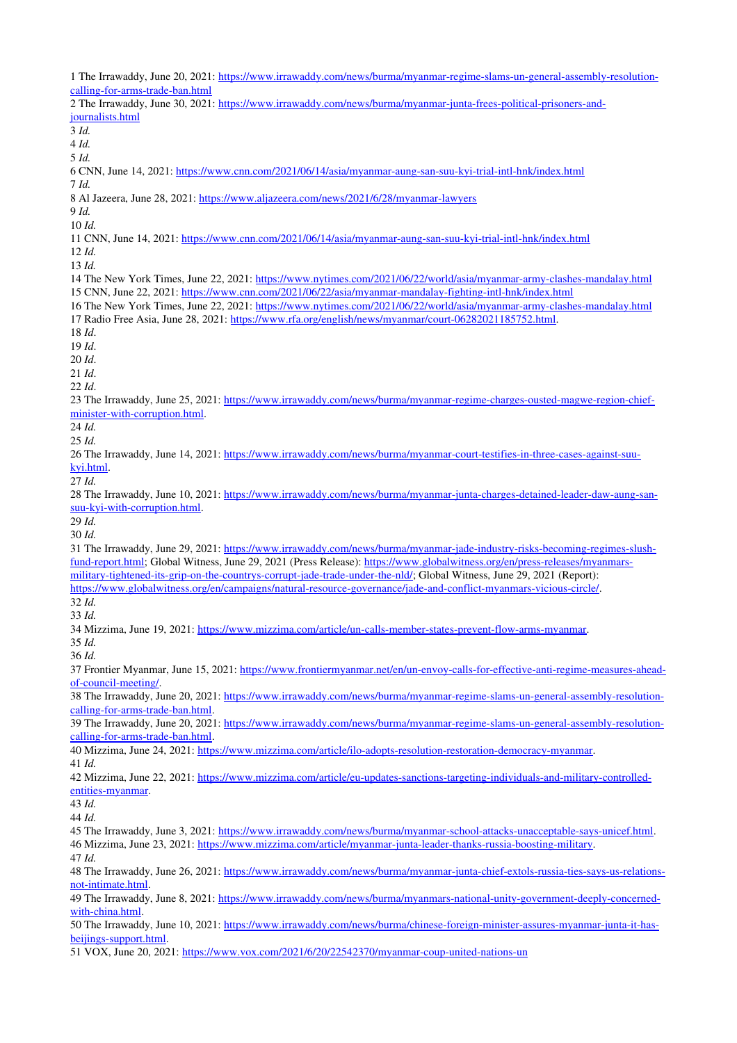1 The Irrawaddy, June 20, 2021: https://www.irrawaddy.com/news/burma/myanmar-regime-slams-un-general-assembly-resolution-calling-for-arms-trade-ban.html

2 The Irrawaddy, June 30, 2021: https://www.irrawaddy.com/news/burma/myanmar-junta-frees-political-prisoners-and-journalists.html

3 *Id.*

4 *Id.*

5 *Id.*

6 CNN, June 14, 2021: https://www.cnn.com/2021/06/14/asia/myanmar-aung-san-suu-kyi-trial-intl-hnk/index.html

7 *Id.*

8 Al Jazeera, June 28, 2021: https://www.aljazeera.com/news/2021/6/28/myanmar-lawyers

9 *Id.*

10 *Id.*

11 CNN, June 14, 2021: https://www.cnn.com/2021/06/14/asia/myanmar-aung-san-suu-kyi-trial-intl-hnk/index.html

12 *Id.*

13 *Id.*

14 The New York Times, June 22, 2021: https://www.nytimes.com/2021/06/22/world/asia/myanmar-army-clashes-mandalay.html

15 CNN, June 22, 2021: https://www.cnn.com/2021/06/22/asia/myanmar-mandalay-fighting-intl-hnk/index.html

16 The New York Times, June 22, 2021: https://www.nytimes.com/2021/06/22/world/asia/myanmar-army-clashes-mandalay.html

17 Radio Free Asia, June 28, 2021: https://www.rfa.org/english/news/myanmar/court-06282021185752.html.

18 *Id*.

19 *Id*.

20 *Id*.

21 *Id*.

22 *Id*.

23 The Irrawaddy, June 25, 2021: https://www.irrawaddy.com/news/burma/myanmar-regime-charges-ousted-magwe-region-chief-minister-with-corruption.html.

24 *Id.*

25 *Id.*

26 The Irrawaddy, June 14, 2021: https://www.irrawaddy.com/news/burma/myanmar-court-testifies-in-three-cases-against-suu-kyi.html.

27 *Id.*

28 The Irrawaddy, June 10, 2021: https://www.irrawaddy.com/news/burma/myanmar-junta-charges-detained-leader-daw-aung-san-suu-kyi-with-corruption.html.

29 *Id.*

30 *Id.*

31 The Irrawaddy, June 29, 2021: https://www.irrawaddy.com/news/burma/myanmar-jade-industry-risks-becoming-regimes-slush-fund-report.html; Global Witness, June 29, 2021 (Press Release): https://www.globalwitness.org/en/press-releases/myanmars-military-tightened-its-grip-on-the-countrys-corrupt-jade-trade-under-the-nld/; Global Witness, June 29, 2021 (Report): https://www.globalwitness.org/en/campaigns/natural-resource-governance/jade-and-conflict-myanmars-vicious-circle/.

32 *Id.*

33 *Id.*

34 Mizzima, June 19, 2021: https://www.mizzima.com/article/un-calls-member-states-prevent-flow-arms-myanmar.

35 *Id.*

36 *Id.*

37 Frontier Myanmar, June 15, 2021: https://www.frontiermyanmar.net/en/un-envoy-calls-for-effective-anti-regime-measures-ahead-of-council-meeting/.

38 The Irrawaddy, June 20, 2021: https://www.irrawaddy.com/news/burma/myanmar-regime-slams-un-general-assembly-resolution-calling-for-arms-trade-ban.html.

39 The Irrawaddy, June 20, 2021: https://www.irrawaddy.com/news/burma/myanmar-regime-slams-un-general-assembly-resolution-calling-for-arms-trade-ban.html.

40 Mizzima, June 24, 2021: https://www.mizzima.com/article/ilo-adopts-resolution-restoration-democracy-myanmar.

41 *Id.*

42 Mizzima, June 22, 2021: https://www.mizzima.com/article/eu-updates-sanctions-targeting-individuals-and-military-controlled-entities-myanmar.

43 *Id.*

44 *Id.*

45 The Irrawaddy, June 3, 2021: https://www.irrawaddy.com/news/burma/myanmar-school-attacks-unacceptable-says-unicef.html.

46 Mizzima, June 23, 2021: https://www.mizzima.com/article/myanmar-junta-leader-thanks-russia-boosting-military.

47 *Id.*

48 The Irrawaddy, June 26, 2021: https://www.irrawaddy.com/news/burma/myanmar-junta-chief-extols-russia-ties-says-us-relations-not-intimate.html.

49 The Irrawaddy, June 8, 2021: https://www.irrawaddy.com/news/burma/myanmars-national-unity-government-deeply-concerned-with-china.html.

50 The Irrawaddy, June 10, 2021: https://www.irrawaddy.com/news/burma/chinese-foreign-minister-assures-myanmar-junta-it-has-beijings-support.html.

51 VOX, June 20, 2021: https://www.vox.com/2021/6/20/22542370/myanmar-coup-united-nations-un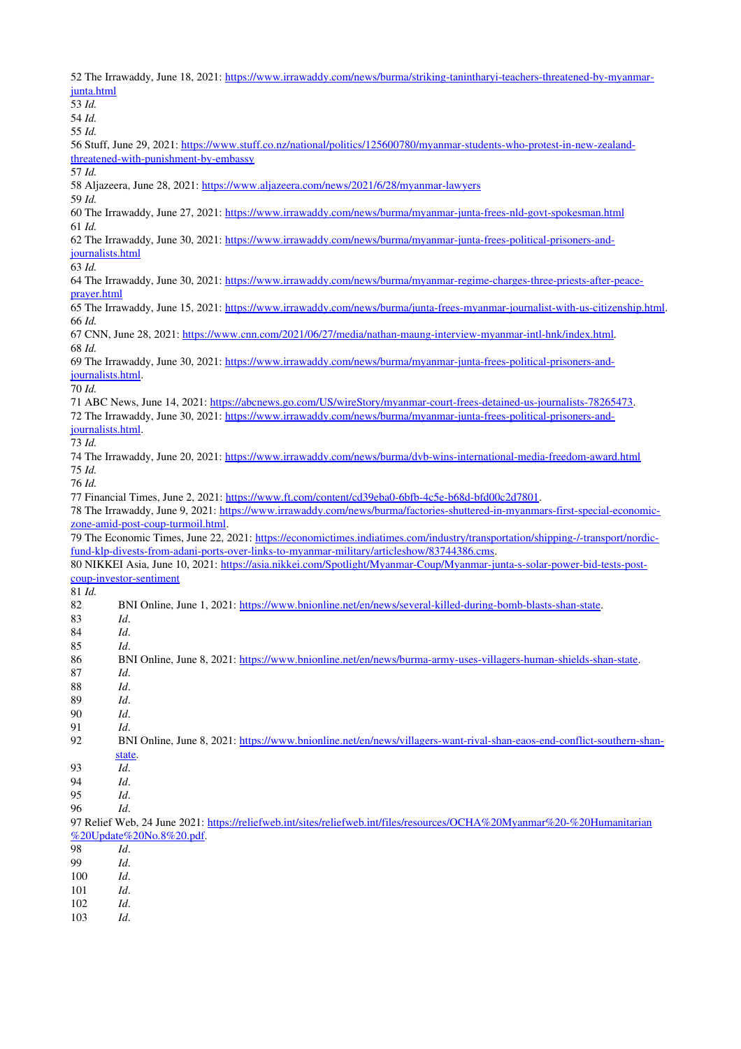52 The Irrawaddy, June 18, 2021: https://www.irrawaddy.com/news/burma/striking-tanintharyi-teachers-threatened-by-myanmar-junta.html
53 *Id.*
54 *Id.*
55 *Id.*
56 Stuff, June 29, 2021: https://www.stuff.co.nz/national/politics/125600780/myanmar-students-who-protest-in-new-zealand-threatened-with-punishment-by-embassy
57 *Id.*
58 Aljazeera, June 28, 2021: https://www.aljazeera.com/news/2021/6/28/myanmar-lawyers
59 *Id.*
60 The Irrawaddy, June 27, 2021: https://www.irrawaddy.com/news/burma/myanmar-junta-frees-nld-govt-spokesman.html
61 *Id.*
62 The Irrawaddy, June 30, 2021: https://www.irrawaddy.com/news/burma/myanmar-junta-frees-political-prisoners-and-journalists.html
63 *Id.*
64 The Irrawaddy, June 30, 2021: https://www.irrawaddy.com/news/burma/myanmar-regime-charges-three-priests-after-peace-prayer.html
65 The Irrawaddy, June 15, 2021: https://www.irrawaddy.com/news/burma/junta-frees-myanmar-journalist-with-us-citizenship.html.
66 *Id.*
67 CNN, June 28, 2021: https://www.cnn.com/2021/06/27/media/nathan-maung-interview-myanmar-intl-hnk/index.html.
68 *Id.*
69 The Irrawaddy, June 30, 2021: https://www.irrawaddy.com/news/burma/myanmar-junta-frees-political-prisoners-and-journalists.html.
70 *Id.*
71 ABC News, June 14, 2021: https://abcnews.go.com/US/wireStory/myanmar-court-frees-detained-us-journalists-78265473.
72 The Irrawaddy, June 30, 2021: https://www.irrawaddy.com/news/burma/myanmar-junta-frees-political-prisoners-and-journalists.html.
73 *Id.*
74 The Irrawaddy, June 20, 2021: https://www.irrawaddy.com/news/burma/dvb-wins-international-media-freedom-award.html
75 *Id.*
76 *Id.*
77 Financial Times, June 2, 2021: https://www.ft.com/content/cd39eba0-6bfb-4c5e-b68d-bfd00c2d7801.
78 The Irrawaddy, June 9, 2021: https://www.irrawaddy.com/news/burma/factories-shuttered-in-myanmars-first-special-economic-zone-amid-post-coup-turmoil.html.
79 The Economic Times, June 22, 2021: https://economictimes.indiatimes.com/industry/transportation/shipping-/-transport/nordic-fund-klp-divests-from-adani-ports-over-links-to-myanmar-military/articleshow/83744386.cms.
80 NIKKEI Asia, June 10, 2021: https://asia.nikkei.com/Spotlight/Myanmar-Coup/Myanmar-junta-s-solar-power-bid-tests-post-coup-investor-sentiment
81 *Id.*
82 BNI Online, June 1, 2021: https://www.bnionline.net/en/news/several-killed-during-bomb-blasts-shan-state.
83 *Id*.
84 *Id*.
85 *Id*.
86 BNI Online, June 8, 2021: https://www.bnionline.net/en/news/burma-army-uses-villagers-human-shields-shan-state.
87 *Id*.
88 *Id*.
89 *Id*.
90 *Id*.
91 *Id*.
92 BNI Online, June 8, 2021: https://www.bnionline.net/en/news/villagers-want-rival-shan-eaos-end-conflict-southern-shan-state.
93 *Id*.
94 *Id*.
95 *Id*.
96 *Id*.
97 Relief Web, 24 June 2021: https://reliefweb.int/sites/reliefweb.int/files/resources/OCHA%20Myanmar%20-%20Humanitarian%20Update%20No.8%20.pdf.
98 *Id*.
99 *Id*.
100 *Id*.
101 *Id*.
102 *Id*.
103 *Id*.